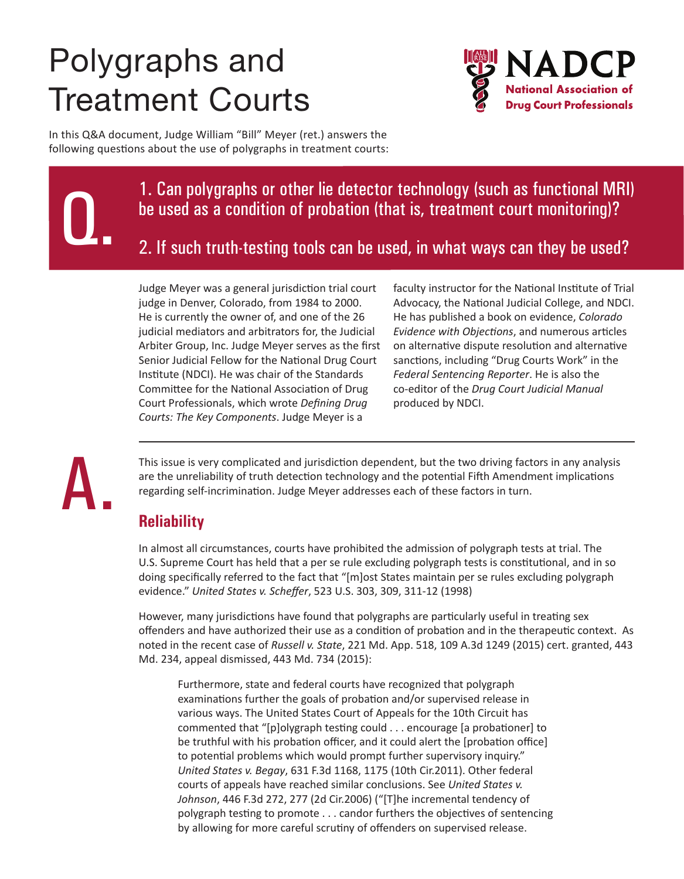# Polygraphs and Treatment Courts

**NADCP**
**National Association of Drug Court Professionals**

In this Q&A document, Judge William "Bill" Meyer (ret.) answers the following questions about the use of polygraphs in treatment courts:

## Q.

1. Can polygraphs or other lie detector technology (such as functional MRI) be used as a condition of probation (that is, treatment court monitoring)?

2. If such truth-testing tools can be used, in what ways can they be used?

Judge Meyer was a general jurisdiction trial court judge in Denver, Colorado, from 1984 to 2000. He is currently the owner of, and one of the 26 judicial mediators and arbitrators for, the Judicial Arbiter Group, Inc. Judge Meyer serves as the first Senior Judicial Fellow for the National Drug Court Institute (NDCI). He was chair of the Standards Committee for the National Association of Drug Court Professionals, which wrote *Defining Drug Courts: The Key Components*. Judge Meyer is a faculty instructor for the National Institute of Trial Advocacy, the National Judicial College, and NDCI. He has published a book on evidence, *Colorado Evidence with Objections*, and numerous articles on alternative dispute resolution and alternative sanctions, including "Drug Courts Work" in the *Federal Sentencing Reporter*. He is also the co-editor of the *Drug Court Judicial Manual* produced by NDCI.

## A.

This issue is very complicated and jurisdiction dependent, but the two driving factors in any analysis are the unreliability of truth detection technology and the potential Fifth Amendment implications regarding self-incrimination. Judge Meyer addresses each of these factors in turn.

### Reliability

In almost all circumstances, courts have prohibited the admission of polygraph tests at trial. The U.S. Supreme Court has held that a per se rule excluding polygraph tests is constitutional, and in so doing specifically referred to the fact that "[m]ost States maintain per se rules excluding polygraph evidence." *United States v. Scheffer*, 523 U.S. 303, 309, 311-12 (1998)

However, many jurisdictions have found that polygraphs are particularly useful in treating sex offenders and have authorized their use as a condition of probation and in the therapeutic context. As noted in the recent case of *Russell v. State*, 221 Md. App. 518, 109 A.3d 1249 (2015) cert. granted, 443 Md. 234, appeal dismissed, 443 Md. 734 (2015):

> Furthermore, state and federal courts have recognized that polygraph examinations further the goals of probation and/or supervised release in various ways. The United States Court of Appeals for the 10th Circuit has commented that "[p]olygraph testing could . . . encourage [a probationer] to be truthful with his probation officer, and it could alert the [probation office] to potential problems which would prompt further supervisory inquiry." *United States v. Begay*, 631 F.3d 1168, 1175 (10th Cir.2011). Other federal courts of appeals have reached similar conclusions. See *United States v. Johnson*, 446 F.3d 272, 277 (2d Cir.2006) ("[T]he incremental tendency of polygraph testing to promote . . . candor furthers the objectives of sentencing by allowing for more careful scrutiny of offenders on supervised release.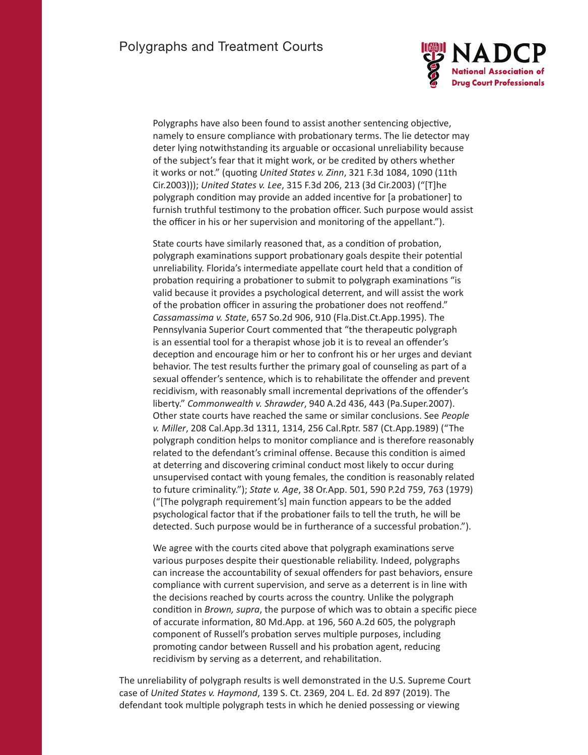Polygraphs have also been found to assist another sentencing objective, namely to ensure compliance with probationary terms. The lie detector may deter lying notwithstanding its arguable or occasional unreliability because of the subject's fear that it might work, or be credited by others whether it works or not." (quoting *United States v. Zinn*, 321 F.3d 1084, 1090 (11th Cir.2003))); *United States v. Lee*, 315 F.3d 206, 213 (3d Cir.2003) ("[T]he polygraph condition may provide an added incentive for [a probationer] to furnish truthful testimony to the probation officer. Such purpose would assist the officer in his or her supervision and monitoring of the appellant.").

> State courts have similarly reasoned that, as a condition of probation, polygraph examinations support probationary goals despite their potential unreliability. Florida's intermediate appellate court held that a condition of probation requiring a probationer to submit to polygraph examinations "is valid because it provides a psychological deterrent, and will assist the work of the probation officer in assuring the probationer does not reoffend." *Cassamassima v. State*, 657 So.2d 906, 910 (Fla.Dist.Ct.App.1995). The Pennsylvania Superior Court commented that "the therapeutic polygraph is an essential tool for a therapist whose job it is to reveal an offender's deception and encourage him or her to confront his or her urges and deviant behavior. The test results further the primary goal of counseling as part of a sexual offender's sentence, which is to rehabilitate the offender and prevent recidivism, with reasonably small incremental deprivations of the offender's liberty." *Commonwealth v. Shrawder*, 940 A.2d 436, 443 (Pa.Super.2007). Other state courts have reached the same or similar conclusions. See *People v. Miller*, 208 Cal.App.3d 1311, 1314, 256 Cal.Rptr. 587 (Ct.App.1989) ("The polygraph condition helps to monitor compliance and is therefore reasonably related to the defendant's criminal offense. Because this condition is aimed at deterring and discovering criminal conduct most likely to occur during unsupervised contact with young females, the condition is reasonably related to future criminality."); *State v. Age*, 38 Or.App. 501, 590 P.2d 759, 763 (1979) ("[The polygraph requirement's] main function appears to be the added psychological factor that if the probationer fails to tell the truth, he will be detected. Such purpose would be in furtherance of a successful probation.").
>
> We agree with the courts cited above that polygraph examinations serve various purposes despite their questionable reliability. Indeed, polygraphs can increase the accountability of sexual offenders for past behaviors, ensure compliance with current supervision, and serve as a deterrent is in line with the decisions reached by courts across the country. Unlike the polygraph condition in *Brown, supra*, the purpose of which was to obtain a specific piece of accurate information, 80 Md.App. at 196, 560 A.2d 605, the polygraph component of Russell's probation serves multiple purposes, including promoting candor between Russell and his probation agent, reducing recidivism by serving as a deterrent, and rehabilitation.

The unreliability of polygraph results is well demonstrated in the U.S. Supreme Court case of *United States v. Haymond*, 139 S. Ct. 2369, 204 L. Ed. 2d 897 (2019). The defendant took multiple polygraph tests in which he denied possessing or viewing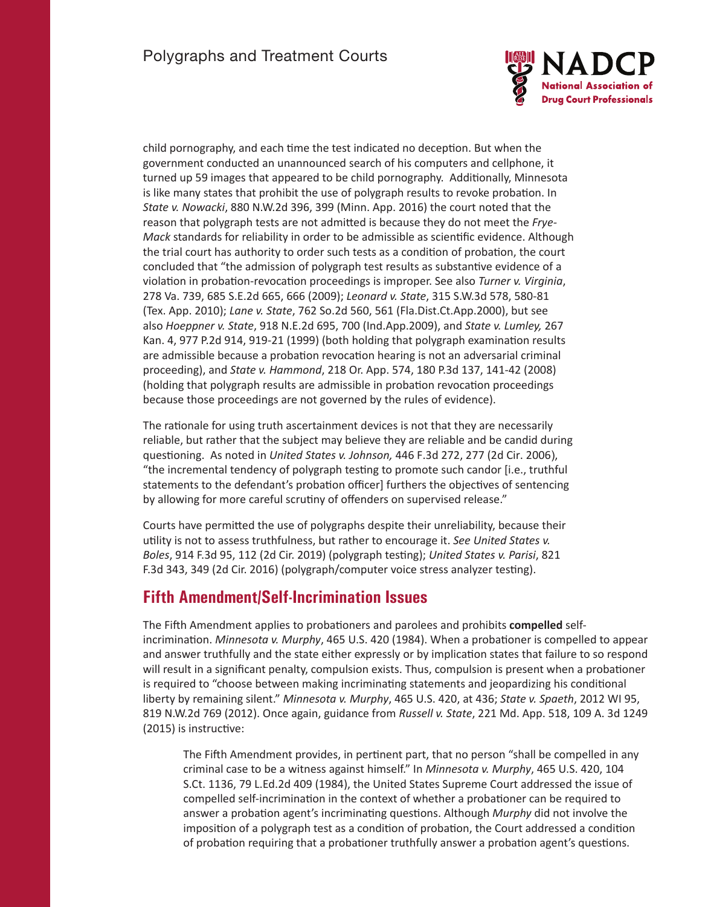child pornography, and each time the test indicated no deception. But when the government conducted an unannounced search of his computers and cellphone, it turned up 59 images that appeared to be child pornography. Additionally, Minnesota is like many states that prohibit the use of polygraph results to revoke probation. In *State v. Nowacki*, 880 N.W.2d 396, 399 (Minn. App. 2016) the court noted that the reason that polygraph tests are not admitted is because they do not meet the *Frye-Mack* standards for reliability in order to be admissible as scientific evidence. Although the trial court has authority to order such tests as a condition of probation, the court concluded that "the admission of polygraph test results as substantive evidence of a violation in probation-revocation proceedings is improper. See also *Turner v. Virginia*, 278 Va. 739, 685 S.E.2d 665, 666 (2009); *Leonard v. State*, 315 S.W.3d 578, 580-81 (Tex. App. 2010); *Lane v. State*, 762 So.2d 560, 561 (Fla.Dist.Ct.App.2000), but see also *Hoeppner v. State*, 918 N.E.2d 695, 700 (Ind.App.2009), and *State v. Lumley,* 267 Kan. 4, 977 P.2d 914, 919-21 (1999) (both holding that polygraph examination results are admissible because a probation revocation hearing is not an adversarial criminal proceeding), and *State v. Hammond*, 218 Or. App. 574, 180 P.3d 137, 141-42 (2008) (holding that polygraph results are admissible in probation revocation proceedings because those proceedings are not governed by the rules of evidence).

The rationale for using truth ascertainment devices is not that they are necessarily reliable, but rather that the subject may believe they are reliable and be candid during questioning. As noted in *United States v. Johnson,* 446 F.3d 272, 277 (2d Cir. 2006), "the incremental tendency of polygraph testing to promote such candor [i.e., truthful statements to the defendant's probation officer] furthers the objectives of sentencing by allowing for more careful scrutiny of offenders on supervised release."

Courts have permitted the use of polygraphs despite their unreliability, because their utility is not to assess truthfulness, but rather to encourage it. *See United States v. Boles*, 914 F.3d 95, 112 (2d Cir. 2019) (polygraph testing); *United States v. Parisi*, 821 F.3d 343, 349 (2d Cir. 2016) (polygraph/computer voice stress analyzer testing).

## Fifth Amendment/Self-Incrimination Issues

The Fifth Amendment applies to probationers and parolees and prohibits **compelled** self-incrimination. *Minnesota v. Murphy*, 465 U.S. 420 (1984). When a probationer is compelled to appear and answer truthfully and the state either expressly or by implication states that failure to so respond will result in a significant penalty, compulsion exists. Thus, compulsion is present when a probationer is required to "choose between making incriminating statements and jeopardizing his conditional liberty by remaining silent." *Minnesota v. Murphy*, 465 U.S. 420, at 436; *State v. Spaeth*, 2012 WI 95, 819 N.W.2d 769 (2012). Once again, guidance from *Russell v. State*, 221 Md. App. 518, 109 A. 3d 1249 (2015) is instructive:

> The Fifth Amendment provides, in pertinent part, that no person "shall be compelled in any criminal case to be a witness against himself." In *Minnesota v. Murphy*, 465 U.S. 420, 104 S.Ct. 1136, 79 L.Ed.2d 409 (1984), the United States Supreme Court addressed the issue of compelled self-incrimination in the context of whether a probationer can be required to answer a probation agent's incriminating questions. Although *Murphy* did not involve the imposition of a polygraph test as a condition of probation, the Court addressed a condition of probation requiring that a probationer truthfully answer a probation agent's questions.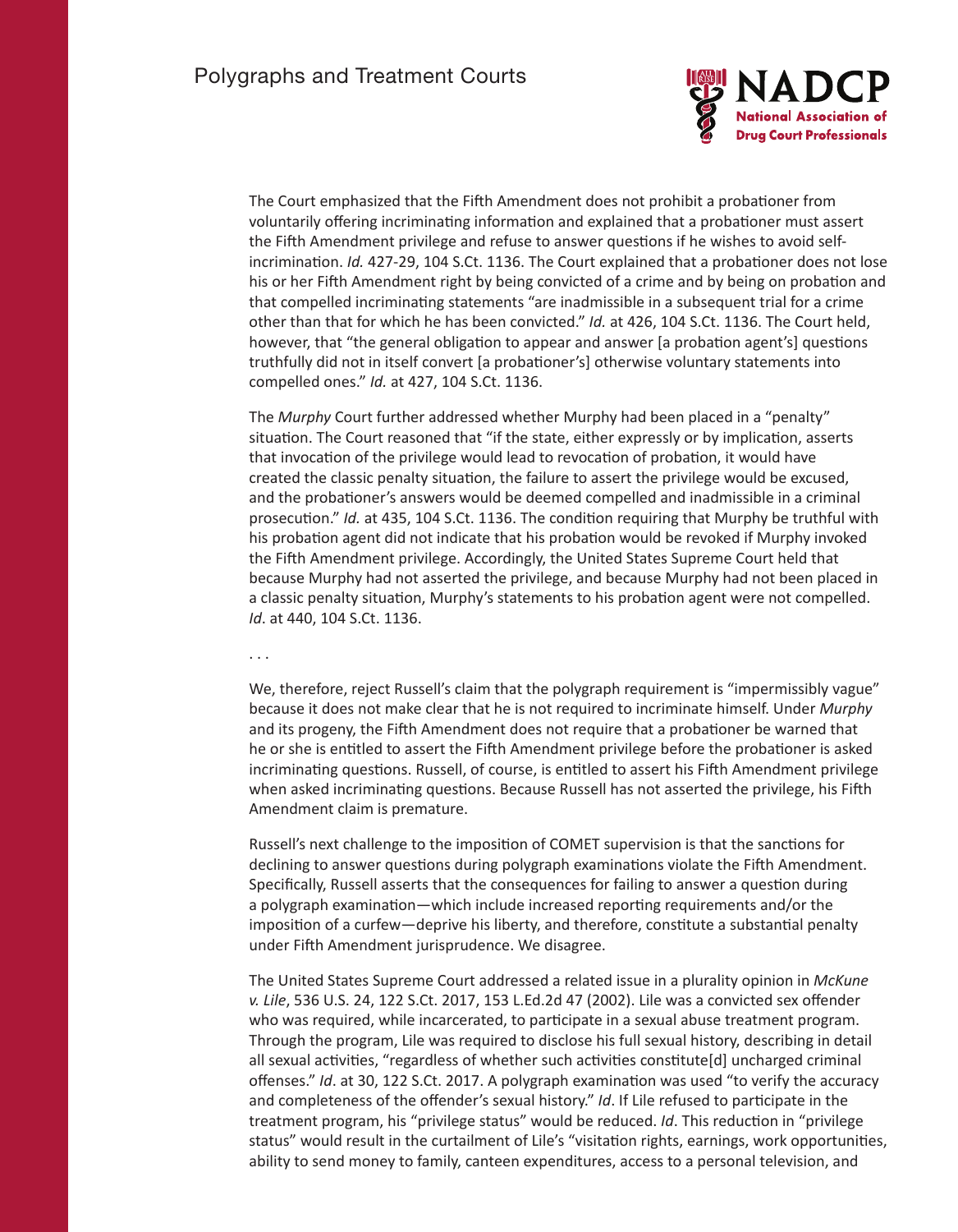The Court emphasized that the Fifth Amendment does not prohibit a probationer from voluntarily offering incriminating information and explained that a probationer must assert the Fifth Amendment privilege and refuse to answer questions if he wishes to avoid self-incrimination. *Id.* 427-29, 104 S.Ct. 1136. The Court explained that a probationer does not lose his or her Fifth Amendment right by being convicted of a crime and by being on probation and that compelled incriminating statements "are inadmissible in a subsequent trial for a crime other than that for which he has been convicted." *Id.* at 426, 104 S.Ct. 1136. The Court held, however, that "the general obligation to appear and answer [a probation agent's] questions truthfully did not in itself convert [a probationer's] otherwise voluntary statements into compelled ones." *Id.* at 427, 104 S.Ct. 1136.

The *Murphy* Court further addressed whether Murphy had been placed in a "penalty" situation. The Court reasoned that "if the state, either expressly or by implication, asserts that invocation of the privilege would lead to revocation of probation, it would have created the classic penalty situation, the failure to assert the privilege would be excused, and the probationer's answers would be deemed compelled and inadmissible in a criminal prosecution." *Id.* at 435, 104 S.Ct. 1136. The condition requiring that Murphy be truthful with his probation agent did not indicate that his probation would be revoked if Murphy invoked the Fifth Amendment privilege. Accordingly, the United States Supreme Court held that because Murphy had not asserted the privilege, and because Murphy had not been placed in a classic penalty situation, Murphy's statements to his probation agent were not compelled. *Id*. at 440, 104 S.Ct. 1136.

. . .

We, therefore, reject Russell's claim that the polygraph requirement is "impermissibly vague" because it does not make clear that he is not required to incriminate himself. Under *Murphy* and its progeny, the Fifth Amendment does not require that a probationer be warned that he or she is entitled to assert the Fifth Amendment privilege before the probationer is asked incriminating questions. Russell, of course, is entitled to assert his Fifth Amendment privilege when asked incriminating questions. Because Russell has not asserted the privilege, his Fifth Amendment claim is premature.

Russell's next challenge to the imposition of COMET supervision is that the sanctions for declining to answer questions during polygraph examinations violate the Fifth Amendment. Specifically, Russell asserts that the consequences for failing to answer a question during a polygraph examination—which include increased reporting requirements and/or the imposition of a curfew—deprive his liberty, and therefore, constitute a substantial penalty under Fifth Amendment jurisprudence. We disagree.

The United States Supreme Court addressed a related issue in a plurality opinion in *McKune v. Lile*, 536 U.S. 24, 122 S.Ct. 2017, 153 L.Ed.2d 47 (2002). Lile was a convicted sex offender who was required, while incarcerated, to participate in a sexual abuse treatment program. Through the program, Lile was required to disclose his full sexual history, describing in detail all sexual activities, "regardless of whether such activities constitute[d] uncharged criminal offenses." *Id*. at 30, 122 S.Ct. 2017. A polygraph examination was used "to verify the accuracy and completeness of the offender's sexual history." *Id*. If Lile refused to participate in the treatment program, his "privilege status" would be reduced. *Id*. This reduction in "privilege status" would result in the curtailment of Lile's "visitation rights, earnings, work opportunities, ability to send money to family, canteen expenditures, access to a personal television, and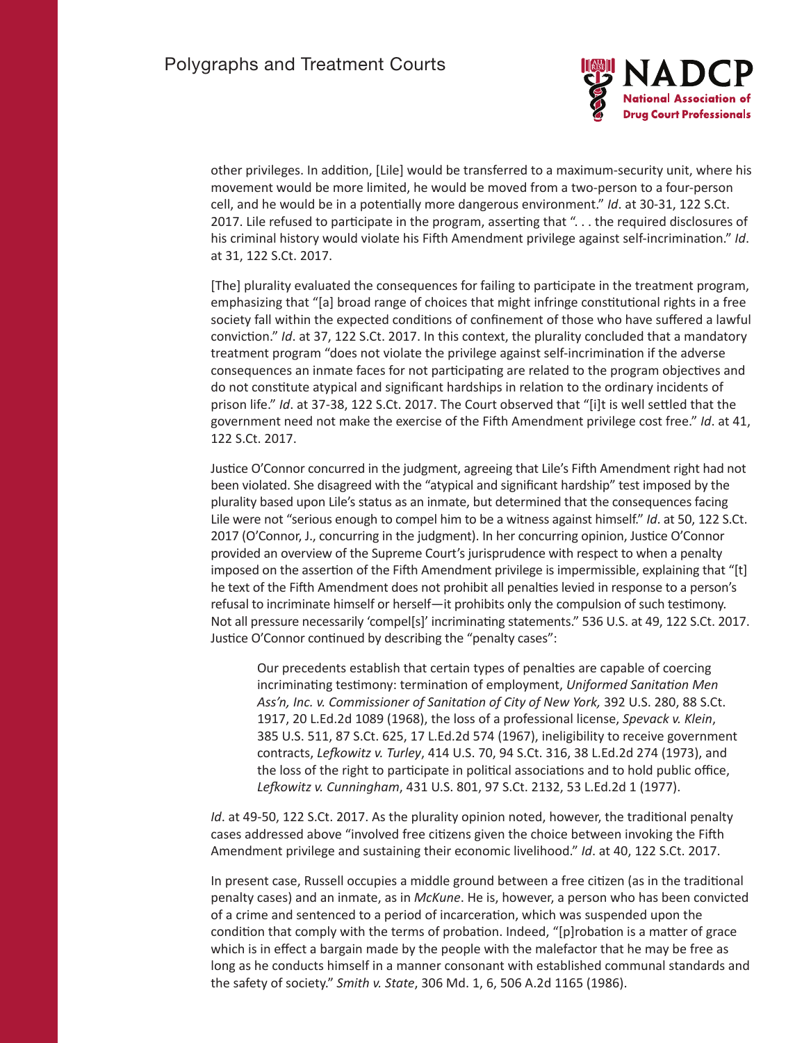other privileges. In addition, [Lile] would be transferred to a maximum-security unit, where his movement would be more limited, he would be moved from a two-person to a four-person cell, and he would be in a potentially more dangerous environment." *Id*. at 30-31, 122 S.Ct. 2017. Lile refused to participate in the program, asserting that ". . . the required disclosures of his criminal history would violate his Fifth Amendment privilege against self-incrimination." *Id*. at 31, 122 S.Ct. 2017.

[The] plurality evaluated the consequences for failing to participate in the treatment program, emphasizing that "[a] broad range of choices that might infringe constitutional rights in a free society fall within the expected conditions of confinement of those who have suffered a lawful conviction." *Id*. at 37, 122 S.Ct. 2017. In this context, the plurality concluded that a mandatory treatment program "does not violate the privilege against self-incrimination if the adverse consequences an inmate faces for not participating are related to the program objectives and do not constitute atypical and significant hardships in relation to the ordinary incidents of prison life." *Id*. at 37-38, 122 S.Ct. 2017. The Court observed that "[i]t is well settled that the government need not make the exercise of the Fifth Amendment privilege cost free." *Id*. at 41, 122 S.Ct. 2017.

Justice O'Connor concurred in the judgment, agreeing that Lile's Fifth Amendment right had not been violated. She disagreed with the "atypical and significant hardship" test imposed by the plurality based upon Lile's status as an inmate, but determined that the consequences facing Lile were not "serious enough to compel him to be a witness against himself." *Id*. at 50, 122 S.Ct. 2017 (O'Connor, J., concurring in the judgment). In her concurring opinion, Justice O'Connor provided an overview of the Supreme Court's jurisprudence with respect to when a penalty imposed on the assertion of the Fifth Amendment privilege is impermissible, explaining that "[t]he text of the Fifth Amendment does not prohibit all penalties levied in response to a person's refusal to incriminate himself or herself—it prohibits only the compulsion of such testimony. Not all pressure necessarily 'compel[s]' incriminating statements." 536 U.S. at 49, 122 S.Ct. 2017. Justice O'Connor continued by describing the "penalty cases":

> Our precedents establish that certain types of penalties are capable of coercing incriminating testimony: termination of employment, *Uniformed Sanitation Men Ass'n, Inc. v. Commissioner of Sanitation of City of New York,* 392 U.S. 280, 88 S.Ct. 1917, 20 L.Ed.2d 1089 (1968), the loss of a professional license, *Spevack v. Klein*, 385 U.S. 511, 87 S.Ct. 625, 17 L.Ed.2d 574 (1967), ineligibility to receive government contracts, *Lefkowitz v. Turley*, 414 U.S. 70, 94 S.Ct. 316, 38 L.Ed.2d 274 (1973), and the loss of the right to participate in political associations and to hold public office, *Lefkowitz v. Cunningham*, 431 U.S. 801, 97 S.Ct. 2132, 53 L.Ed.2d 1 (1977).

*Id*. at 49-50, 122 S.Ct. 2017. As the plurality opinion noted, however, the traditional penalty cases addressed above "involved free citizens given the choice between invoking the Fifth Amendment privilege and sustaining their economic livelihood." *Id*. at 40, 122 S.Ct. 2017.

In present case, Russell occupies a middle ground between a free citizen (as in the traditional penalty cases) and an inmate, as in *McKune*. He is, however, a person who has been convicted of a crime and sentenced to a period of incarceration, which was suspended upon the condition that comply with the terms of probation. Indeed, "[p]robation is a matter of grace which is in effect a bargain made by the people with the malefactor that he may be free as long as he conducts himself in a manner consonant with established communal standards and the safety of society." *Smith v. State*, 306 Md. 1, 6, 506 A.2d 1165 (1986).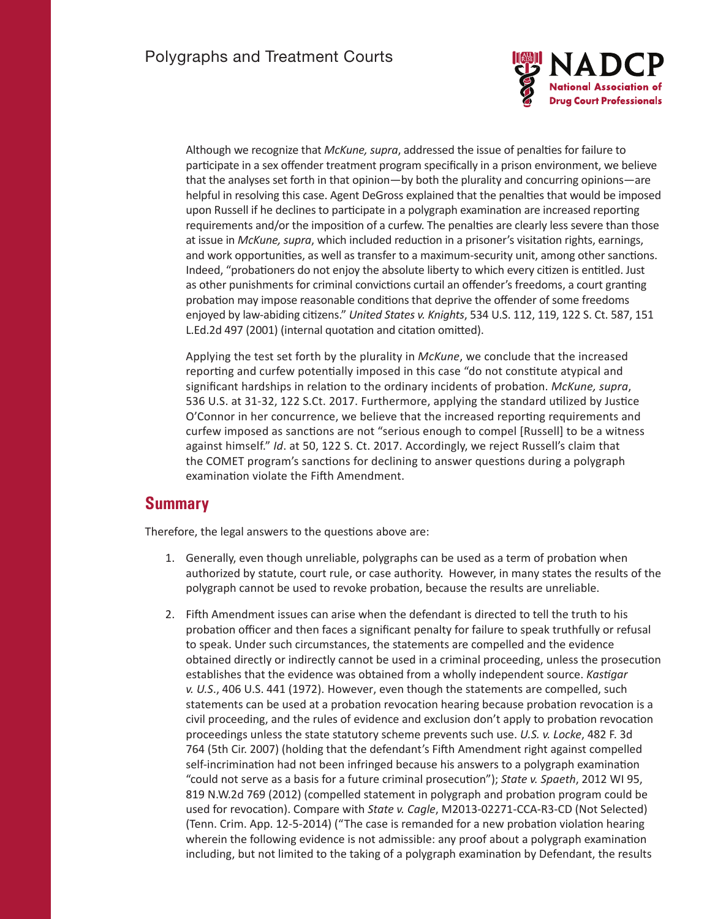Although we recognize that *McKune, supra*, addressed the issue of penalties for failure to participate in a sex offender treatment program specifically in a prison environment, we believe that the analyses set forth in that opinion—by both the plurality and concurring opinions—are helpful in resolving this case. Agent DeGross explained that the penalties that would be imposed upon Russell if he declines to participate in a polygraph examination are increased reporting requirements and/or the imposition of a curfew. The penalties are clearly less severe than those at issue in *McKune, supra*, which included reduction in a prisoner's visitation rights, earnings, and work opportunities, as well as transfer to a maximum-security unit, among other sanctions. Indeed, "probationers do not enjoy the absolute liberty to which every citizen is entitled. Just as other punishments for criminal convictions curtail an offender's freedoms, a court granting probation may impose reasonable conditions that deprive the offender of some freedoms enjoyed by law-abiding citizens." *United States v. Knights*, 534 U.S. 112, 119, 122 S. Ct. 587, 151 L.Ed.2d 497 (2001) (internal quotation and citation omitted).

Applying the test set forth by the plurality in *McKune*, we conclude that the increased reporting and curfew potentially imposed in this case "do not constitute atypical and significant hardships in relation to the ordinary incidents of probation. *McKune, supra*, 536 U.S. at 31-32, 122 S.Ct. 2017. Furthermore, applying the standard utilized by Justice O'Connor in her concurrence, we believe that the increased reporting requirements and curfew imposed as sanctions are not "serious enough to compel [Russell] to be a witness against himself." *Id*. at 50, 122 S. Ct. 2017. Accordingly, we reject Russell's claim that the COMET program's sanctions for declining to answer questions during a polygraph examination violate the Fifth Amendment.

## Summary

Therefore, the legal answers to the questions above are:

1. Generally, even though unreliable, polygraphs can be used as a term of probation when authorized by statute, court rule, or case authority. However, in many states the results of the polygraph cannot be used to revoke probation, because the results are unreliable.

2. Fifth Amendment issues can arise when the defendant is directed to tell the truth to his probation officer and then faces a significant penalty for failure to speak truthfully or refusal to speak. Under such circumstances, the statements are compelled and the evidence obtained directly or indirectly cannot be used in a criminal proceeding, unless the prosecution establishes that the evidence was obtained from a wholly independent source. *Kastigar v. U.S*., 406 U.S. 441 (1972). However, even though the statements are compelled, such statements can be used at a probation revocation hearing because probation revocation is a civil proceeding, and the rules of evidence and exclusion don't apply to probation revocation proceedings unless the state statutory scheme prevents such use. *U.S. v. Locke*, 482 F. 3d 764 (5th Cir. 2007) (holding that the defendant's Fifth Amendment right against compelled self-incrimination had not been infringed because his answers to a polygraph examination "could not serve as a basis for a future criminal prosecution"); *State v. Spaeth*, 2012 WI 95, 819 N.W.2d 769 (2012) (compelled statement in polygraph and probation program could be used for revocation). Compare with *State v. Cagle*, M2013-02271-CCA-R3-CD (Not Selected) (Tenn. Crim. App. 12-5-2014) ("The case is remanded for a new probation violation hearing wherein the following evidence is not admissible: any proof about a polygraph examination including, but not limited to the taking of a polygraph examination by Defendant, the results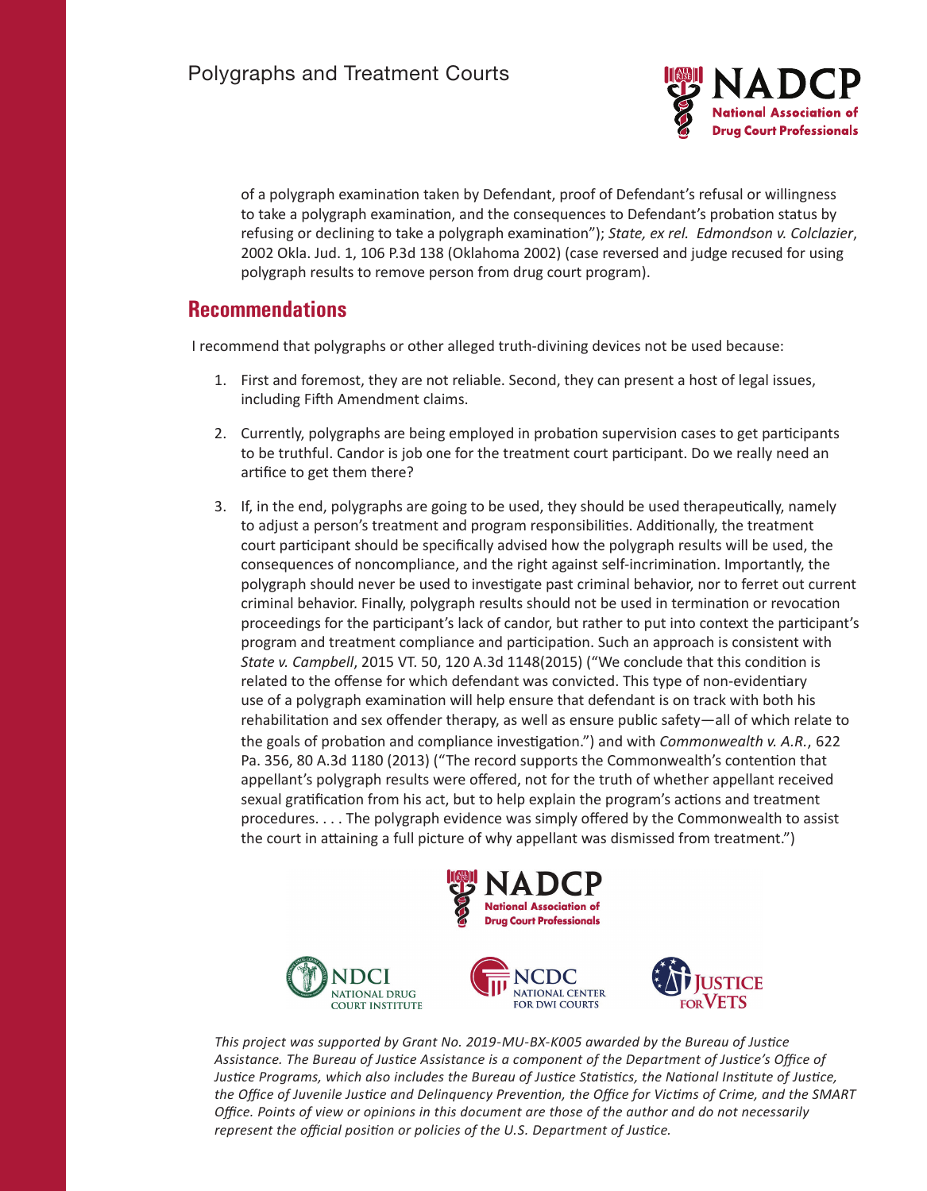of a polygraph examination taken by Defendant, proof of Defendant's refusal or willingness to take a polygraph examination, and the consequences to Defendant's probation status by refusing or declining to take a polygraph examination"); *State, ex rel. Edmondson v. Colclazier*, 2002 Okla. Jud. 1, 106 P.3d 138 (Oklahoma 2002) (case reversed and judge recused for using polygraph results to remove person from drug court program).

## Recommendations

I recommend that polygraphs or other alleged truth-divining devices not be used because:

1. First and foremost, they are not reliable. Second, they can present a host of legal issues, including Fifth Amendment claims.
2. Currently, polygraphs are being employed in probation supervision cases to get participants to be truthful. Candor is job one for the treatment court participant. Do we really need an artifice to get them there?
3. If, in the end, polygraphs are going to be used, they should be used therapeutically, namely to adjust a person's treatment and program responsibilities. Additionally, the treatment court participant should be specifically advised how the polygraph results will be used, the consequences of noncompliance, and the right against self-incrimination. Importantly, the polygraph should never be used to investigate past criminal behavior, nor to ferret out current criminal behavior. Finally, polygraph results should not be used in termination or revocation proceedings for the participant's lack of candor, but rather to put into context the participant's program and treatment compliance and participation. Such an approach is consistent with *State v. Campbell*, 2015 VT. 50, 120 A.3d 1148(2015) ("We conclude that this condition is related to the offense for which defendant was convicted. This type of non-evidentiary use of a polygraph examination will help ensure that defendant is on track with both his rehabilitation and sex offender therapy, as well as ensure public safety—all of which relate to the goals of probation and compliance investigation.") and with *Commonwealth v. A.R.*, 622 Pa. 356, 80 A.3d 1180 (2013) ("The record supports the Commonwealth's contention that appellant's polygraph results were offered, not for the truth of whether appellant received sexual gratification from his act, but to help explain the program's actions and treatment procedures. . . . The polygraph evidence was simply offered by the Commonwealth to assist the court in attaining a full picture of why appellant was dismissed from treatment.")

NADCP National Association of Drug Court Professionals

NDCI National Drug Court Institute

NCDC National Center for DWI Courts

Justice for Vets

*This project was supported by Grant No. 2019-MU-BX-K005 awarded by the Bureau of Justice Assistance. The Bureau of Justice Assistance is a component of the Department of Justice's Office of Justice Programs, which also includes the Bureau of Justice Statistics, the National Institute of Justice, the Office of Juvenile Justice and Delinquency Prevention, the Office for Victims of Crime, and the SMART Office. Points of view or opinions in this document are those of the author and do not necessarily represent the official position or policies of the U.S. Department of Justice.*